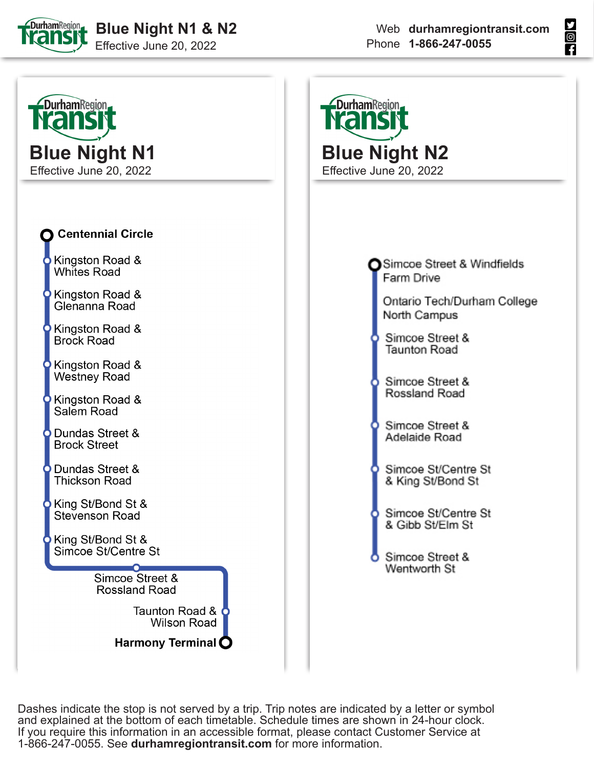# Blue Night N1 & N2

Effective June 20, 2022

Web **durhamregiontransit.com**
Phone **1-866-247-0055**

## Blue Night N1

Effective June 20, 2022

- **Centennial Circle**
- Kingston Road & Whites Road
- Kingston Road & Glenanna Road
- Kingston Road & Brock Road
- Kingston Road & Westney Road
- Kingston Road & Salem Road
- Dundas Street & Brock Street
- Dundas Street & Thickson Road
- King St/Bond St & Stevenson Road
- King St/Bond St & Simcoe St/Centre St
- Simcoe Street & Rossland Road
- Taunton Road & Wilson Road
- **Harmony Terminal**

## Blue Night N2

Effective June 20, 2022

- Simcoe Street & Windfields Farm Drive
- Ontario Tech/Durham College North Campus
- Simcoe Street & Taunton Road
- Simcoe Street & Rossland Road
- Simcoe Street & Adelaide Road
- Simcoe St/Centre St & King St/Bond St
- Simcoe St/Centre St & Gibb St/Elm St
- Simcoe Street & Wentworth St

Dashes indicate the stop is not served by a trip. Trip notes are indicated by a letter or symbol and explained at the bottom of each timetable. Schedule times are shown in 24-hour clock. If you require this information in an accessible format, please contact Customer Service at 1-866-247-0055. See **durhamregiontransit.com** for more information.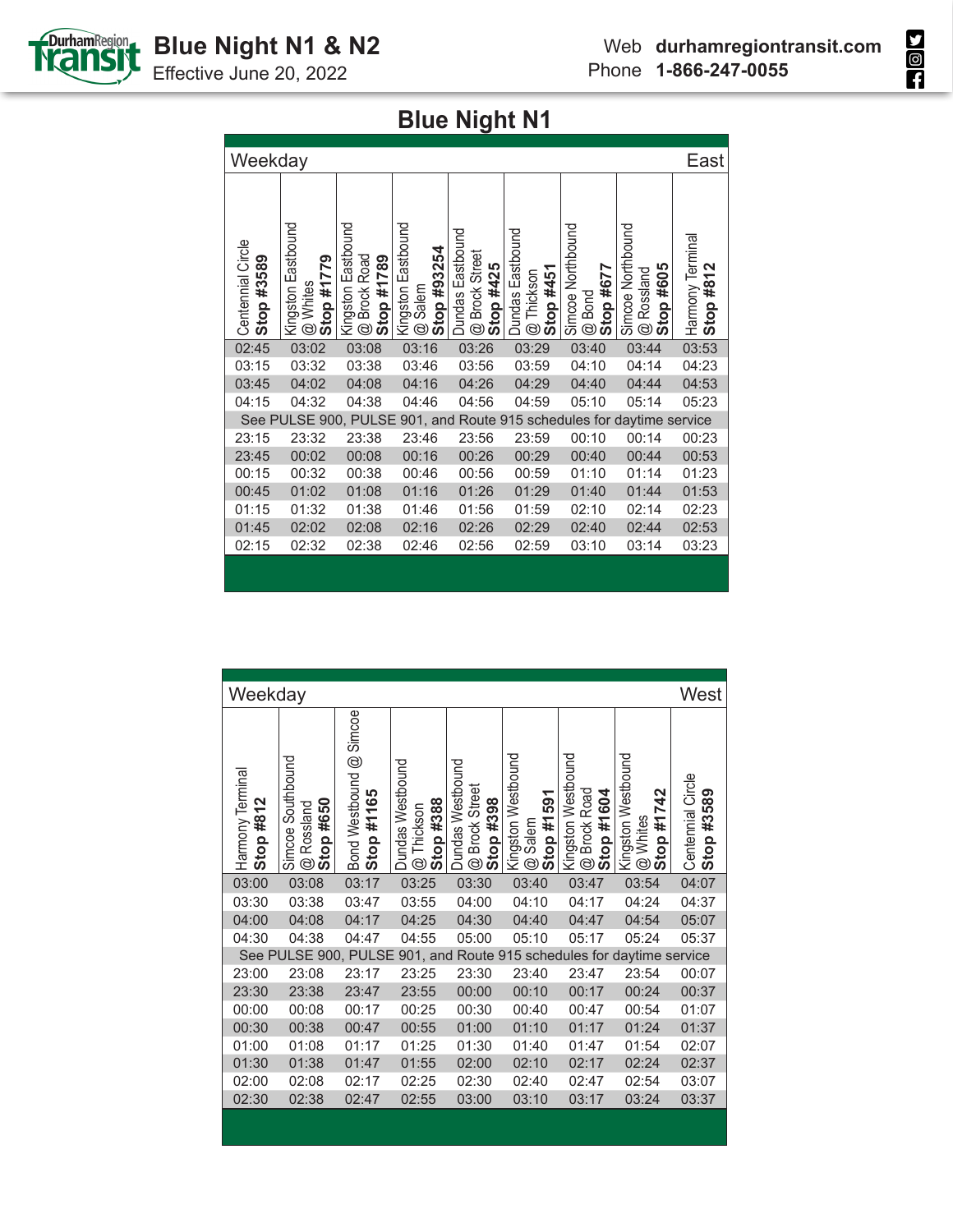# Blue Night N1 & N2

Effective June 20, 2022

Web **durhamregiontransit.com**
Phone **1-866-247-0055**

## Blue Night N1

| Weekday | | | | | | | | East |
|---|---|---|---|---|---|---|---|---|
| Centennial Circle **Stop #3589** | Kingston Eastbound @ Whites **Stop #1779** | Kingston Eastbound @ Brock Road **Stop #1789** | Kingston Eastbound @ Salem **Stop #93254** | Dundas Eastbound @ Brock Street **Stop #425** | Dundas Eastbound @ Thickson **Stop #451** | Simcoe Northbound @ Bond **Stop #677** | Simcoe Northbound @ Rossland **Stop #605** | Harmony Terminal **Stop #812** |
| 02:45 | 03:02 | 03:08 | 03:16 | 03:26 | 03:29 | 03:40 | 03:44 | 03:53 |
| 03:15 | 03:32 | 03:38 | 03:46 | 03:56 | 03:59 | 04:10 | 04:14 | 04:23 |
| 03:45 | 04:02 | 04:08 | 04:16 | 04:26 | 04:29 | 04:40 | 04:44 | 04:53 |
| 04:15 | 04:32 | 04:38 | 04:46 | 04:56 | 04:59 | 05:10 | 05:14 | 05:23 |
| See PULSE 900, PULSE 901, and Route 915 schedules for daytime service | | | | | | | | |
| 23:15 | 23:32 | 23:38 | 23:46 | 23:56 | 23:59 | 00:10 | 00:14 | 00:23 |
| 23:45 | 00:02 | 00:08 | 00:16 | 00:26 | 00:29 | 00:40 | 00:44 | 00:53 |
| 00:15 | 00:32 | 00:38 | 00:46 | 00:56 | 00:59 | 01:10 | 01:14 | 01:23 |
| 00:45 | 01:02 | 01:08 | 01:16 | 01:26 | 01:29 | 01:40 | 01:44 | 01:53 |
| 01:15 | 01:32 | 01:38 | 01:46 | 01:56 | 01:59 | 02:10 | 02:14 | 02:23 |
| 01:45 | 02:02 | 02:08 | 02:16 | 02:26 | 02:29 | 02:40 | 02:44 | 02:53 |
| 02:15 | 02:32 | 02:38 | 02:46 | 02:56 | 02:59 | 03:10 | 03:14 | 03:23 |

| Weekday | | | | | | | | West |
|---|---|---|---|---|---|---|---|---|
| Harmony Terminal **Stop #812** | Simcoe Southbound @ Rossland **Stop #650** | Bond Westbound @ Simcoe **Stop #1165** | Dundas Westbound @ Thickson **Stop #388** | Dundas Westbound @ Brock Street **Stop #398** | Kingston Westbound @ Salem **Stop #1591** | Kingston Westbound @ Brock Road **Stop #1604** | Kingston Westbound @ Whites **Stop #1742** | Centennial Circle **Stop #3589** |
| 03:00 | 03:08 | 03:17 | 03:25 | 03:30 | 03:40 | 03:47 | 03:54 | 04:07 |
| 03:30 | 03:38 | 03:47 | 03:55 | 04:00 | 04:10 | 04:17 | 04:24 | 04:37 |
| 04:00 | 04:08 | 04:17 | 04:25 | 04:30 | 04:40 | 04:47 | 04:54 | 05:07 |
| 04:30 | 04:38 | 04:47 | 04:55 | 05:00 | 05:10 | 05:17 | 05:24 | 05:37 |
| See PULSE 900, PULSE 901, and Route 915 schedules for daytime service | | | | | | | | |
| 23:00 | 23:08 | 23:17 | 23:25 | 23:30 | 23:40 | 23:47 | 23:54 | 00:07 |
| 23:30 | 23:38 | 23:47 | 23:55 | 00:00 | 00:10 | 00:17 | 00:24 | 00:37 |
| 00:00 | 00:08 | 00:17 | 00:25 | 00:30 | 00:40 | 00:47 | 00:54 | 01:07 |
| 00:30 | 00:38 | 00:47 | 00:55 | 01:00 | 01:10 | 01:17 | 01:24 | 01:37 |
| 01:00 | 01:08 | 01:17 | 01:25 | 01:30 | 01:40 | 01:47 | 01:54 | 02:07 |
| 01:30 | 01:38 | 01:47 | 01:55 | 02:00 | 02:10 | 02:17 | 02:24 | 02:37 |
| 02:00 | 02:08 | 02:17 | 02:25 | 02:30 | 02:40 | 02:47 | 02:54 | 03:07 |
| 02:30 | 02:38 | 02:47 | 02:55 | 03:00 | 03:10 | 03:17 | 03:24 | 03:37 |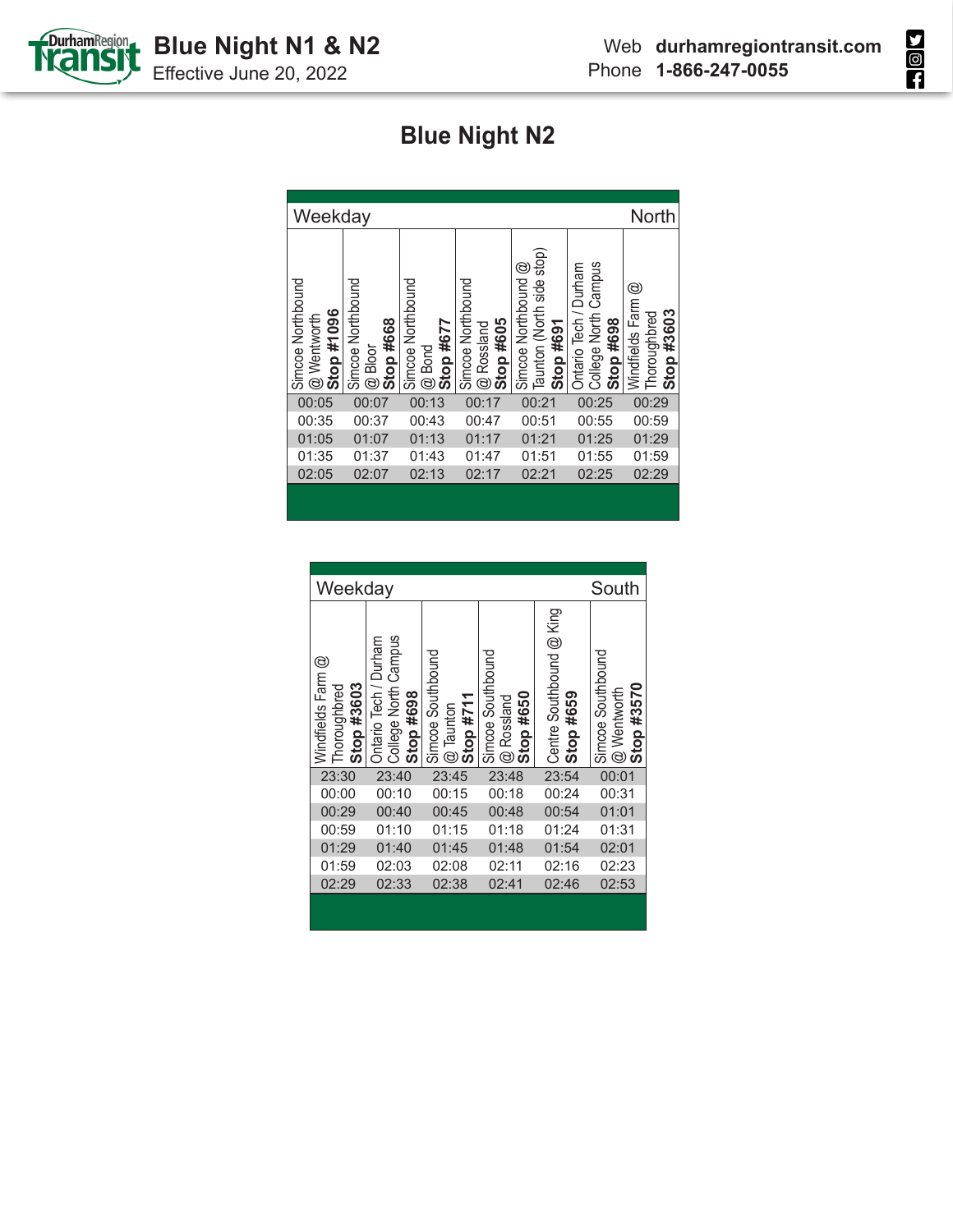# Blue Night N1 & N2

Effective June 20, 2022

Web **durhamregiontransit.com**
Phone **1-866-247-0055**

## Blue Night N2

| Weekday | | | | | | North |
|---|---|---|---|---|---|---|
| Simcoe Northbound @ Wentworth **Stop #1096** | Simcoe Northbound @ Bloor **Stop #668** | Simcoe Northbound @ Bond **Stop #677** | Simcoe Northbound @ Rossland **Stop #605** | Simcoe Northbound @ Taunton (North side stop) **Stop #691** | Ontario Tech / Durham College North Campus **Stop #698** | Windfields Farm @ Thoroughbred **Stop #3603** |
| 00:05 | 00:07 | 00:13 | 00:17 | 00:21 | 00:25 | 00:29 |
| 00:35 | 00:37 | 00:43 | 00:47 | 00:51 | 00:55 | 00:59 |
| 01:05 | 01:07 | 01:13 | 01:17 | 01:21 | 01:25 | 01:29 |
| 01:35 | 01:37 | 01:43 | 01:47 | 01:51 | 01:55 | 01:59 |
| 02:05 | 02:07 | 02:13 | 02:17 | 02:21 | 02:25 | 02:29 |

| Weekday | | | | | South |
|---|---|---|---|---|---|
| Windfields Farm @ Thoroughbred **Stop #3603** | Ontario Tech / Durham College North Campus **Stop #698** | Simcoe Southbound @ Taunton **Stop #711** | Simcoe Southbound @ Rossland **Stop #650** | Centre Southbound @ King **Stop #659** | Simcoe Southbound @ Wentworth **Stop #3570** |
| 23:30 | 23:40 | 23:45 | 23:48 | 23:54 | 00:01 |
| 00:00 | 00:10 | 00:15 | 00:18 | 00:24 | 00:31 |
| 00:29 | 00:40 | 00:45 | 00:48 | 00:54 | 01:01 |
| 00:59 | 01:10 | 01:15 | 01:18 | 01:24 | 01:31 |
| 01:29 | 01:40 | 01:45 | 01:48 | 01:54 | 02:01 |
| 01:59 | 02:03 | 02:08 | 02:11 | 02:16 | 02:23 |
| 02:29 | 02:33 | 02:38 | 02:41 | 02:46 | 02:53 |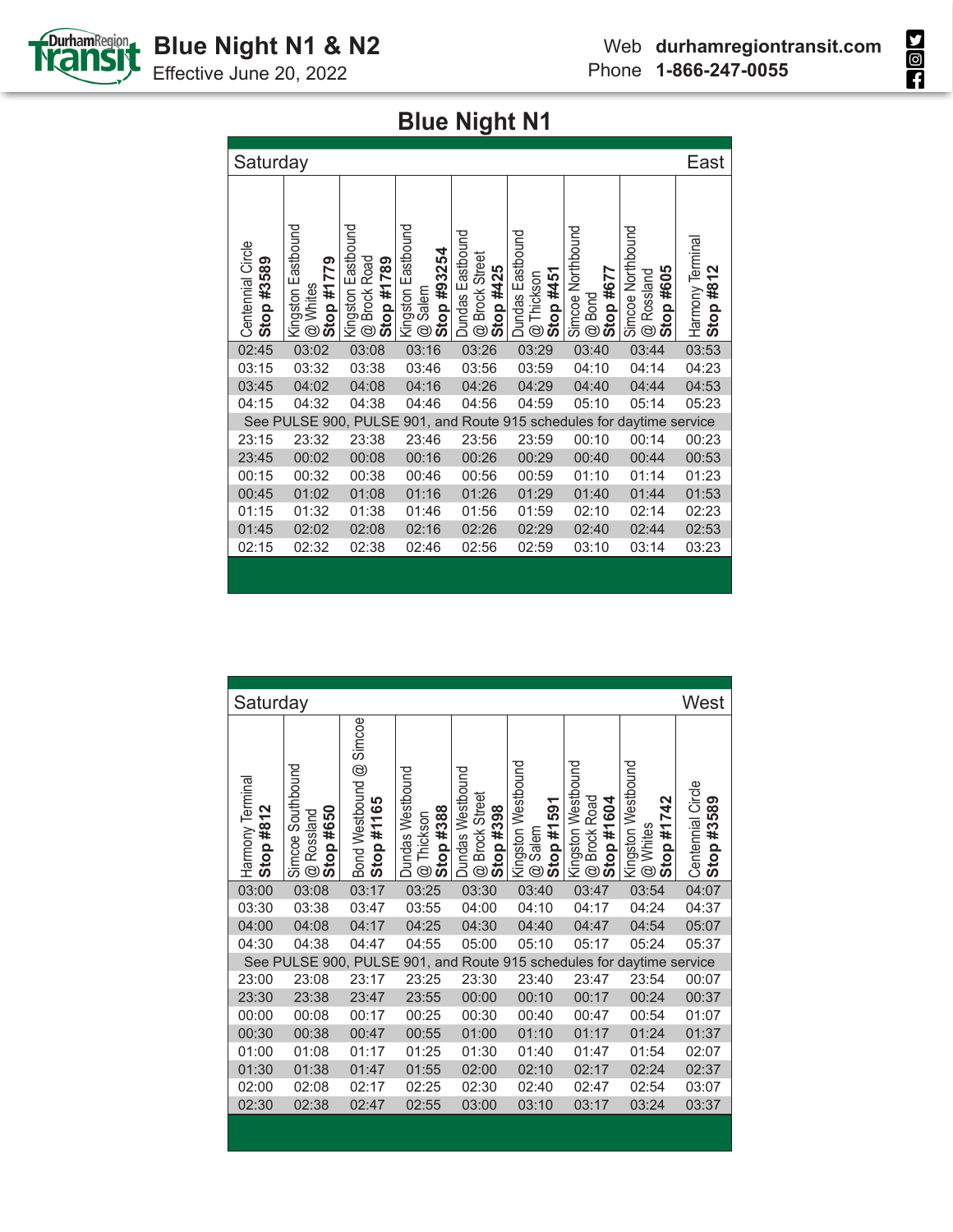# Blue Night N1 & N2

Effective June 20, 2022

Web **durhamregiontransit.com**
Phone **1-866-247-0055**

## Blue Night N1

**Saturday — East**

| Centennial Circle **Stop #3589** | Kingston Eastbound @ Whites **Stop #1779** | Kingston Eastbound @ Brock Road **Stop #1789** | Kingston Eastbound @ Salem **Stop #93254** | Dundas Eastbound @ Brock Street **Stop #425** | Dundas Eastbound @ Thickson **Stop #451** | Simcoe Northbound @ Bond **Stop #677** | Simcoe Northbound @ Rossland **Stop #605** | Harmony Terminal **Stop #812** |
|---|---|---|---|---|---|---|---|---|
| 02:45 | 03:02 | 03:08 | 03:16 | 03:26 | 03:29 | 03:40 | 03:44 | 03:53 |
| 03:15 | 03:32 | 03:38 | 03:46 | 03:56 | 03:59 | 04:10 | 04:14 | 04:23 |
| 03:45 | 04:02 | 04:08 | 04:16 | 04:26 | 04:29 | 04:40 | 04:44 | 04:53 |
| 04:15 | 04:32 | 04:38 | 04:46 | 04:56 | 04:59 | 05:10 | 05:14 | 05:23 |
| See PULSE 900, PULSE 901, and Route 915 schedules for daytime service | | | | | | | | |
| 23:15 | 23:32 | 23:38 | 23:46 | 23:56 | 23:59 | 00:10 | 00:14 | 00:23 |
| 23:45 | 00:02 | 00:08 | 00:16 | 00:26 | 00:29 | 00:40 | 00:44 | 00:53 |
| 00:15 | 00:32 | 00:38 | 00:46 | 00:56 | 00:59 | 01:10 | 01:14 | 01:23 |
| 00:45 | 01:02 | 01:08 | 01:16 | 01:26 | 01:29 | 01:40 | 01:44 | 01:53 |
| 01:15 | 01:32 | 01:38 | 01:46 | 01:56 | 01:59 | 02:10 | 02:14 | 02:23 |
| 01:45 | 02:02 | 02:08 | 02:16 | 02:26 | 02:29 | 02:40 | 02:44 | 02:53 |
| 02:15 | 02:32 | 02:38 | 02:46 | 02:56 | 02:59 | 03:10 | 03:14 | 03:23 |

**Saturday — West**

| Harmony Terminal **Stop #812** | Simcoe Southbound @ Rossland **Stop #650** | Bond Westbound @ Simcoe **Stop #1165** | Dundas Westbound @ Thickson **Stop #388** | Dundas Westbound @ Brock Street **Stop #398** | Kingston Westbound @ Salem **Stop #1591** | Kingston Westbound @ Brock Road **Stop #1604** | Kingston Westbound @ Whites **Stop #1742** | Centennial Circle **Stop #3589** |
|---|---|---|---|---|---|---|---|---|
| 03:00 | 03:08 | 03:17 | 03:25 | 03:30 | 03:40 | 03:47 | 03:54 | 04:07 |
| 03:30 | 03:38 | 03:47 | 03:55 | 04:00 | 04:10 | 04:17 | 04:24 | 04:37 |
| 04:00 | 04:08 | 04:17 | 04:25 | 04:30 | 04:40 | 04:47 | 04:54 | 05:07 |
| 04:30 | 04:38 | 04:47 | 04:55 | 05:00 | 05:10 | 05:17 | 05:24 | 05:37 |
| See PULSE 900, PULSE 901, and Route 915 schedules for daytime service | | | | | | | | |
| 23:00 | 23:08 | 23:17 | 23:25 | 23:30 | 23:40 | 23:47 | 23:54 | 00:07 |
| 23:30 | 23:38 | 23:47 | 23:55 | 00:00 | 00:10 | 00:17 | 00:24 | 00:37 |
| 00:00 | 00:08 | 00:17 | 00:25 | 00:30 | 00:40 | 00:47 | 00:54 | 01:07 |
| 00:30 | 00:38 | 00:47 | 00:55 | 01:00 | 01:10 | 01:17 | 01:24 | 01:37 |
| 01:00 | 01:08 | 01:17 | 01:25 | 01:30 | 01:40 | 01:47 | 01:54 | 02:07 |
| 01:30 | 01:38 | 01:47 | 01:55 | 02:00 | 02:10 | 02:17 | 02:24 | 02:37 |
| 02:00 | 02:08 | 02:17 | 02:25 | 02:30 | 02:40 | 02:47 | 02:54 | 03:07 |
| 02:30 | 02:38 | 02:47 | 02:55 | 03:00 | 03:10 | 03:17 | 03:24 | 03:37 |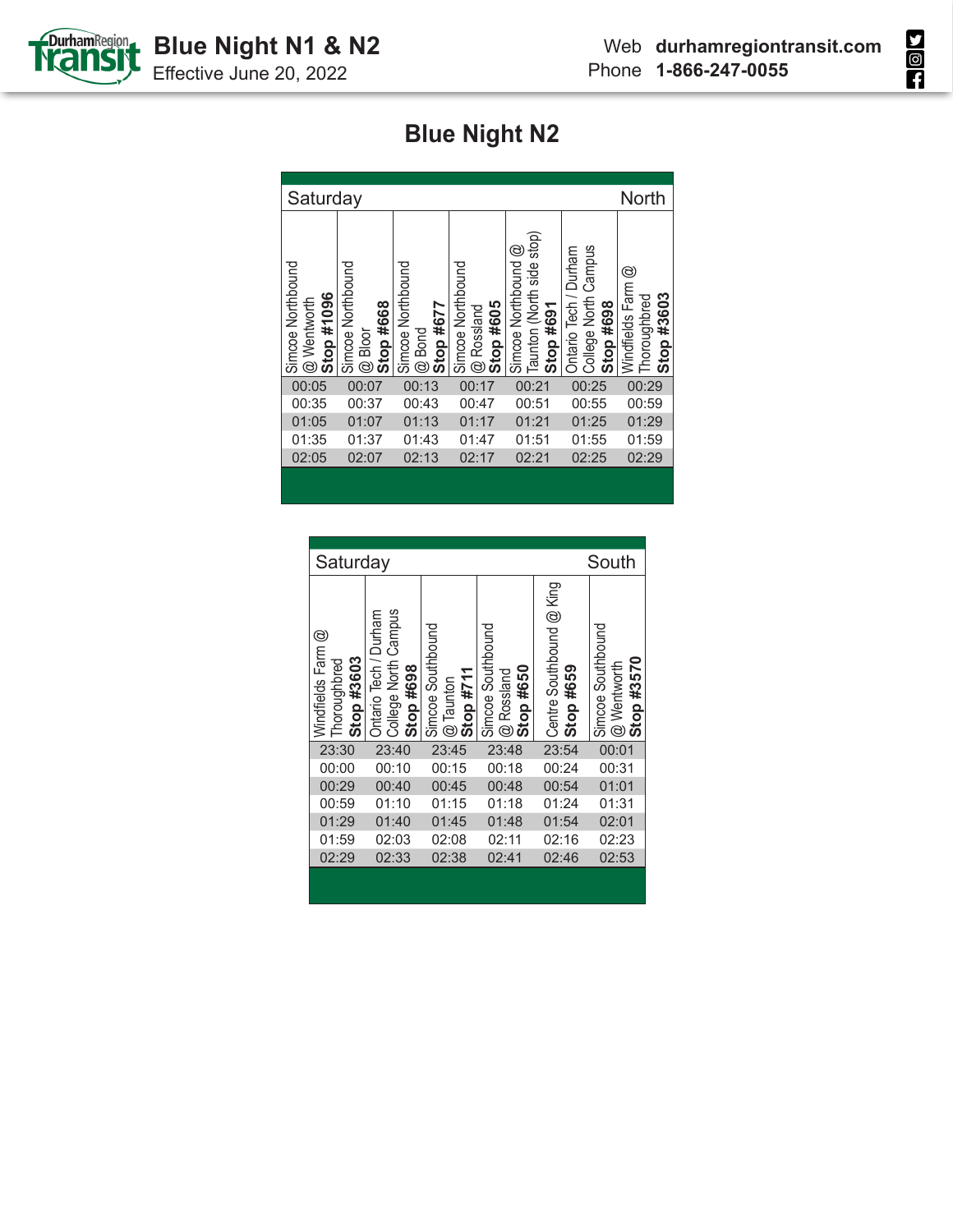# Blue Night N1 & N2

Effective June 20, 2022

Web **durhamregiontransit.com**
Phone **1-866-247-0055**

## Blue Night N2

| Saturday | | | | | | North |
|---|---|---|---|---|---|---|
| Simcoe Northbound @ Wentworth **Stop #1096** | Simcoe Northbound @ Bloor **Stop #668** | Simcoe Northbound @ Bond **Stop #677** | Simcoe Northbound @ Rossland **Stop #605** | Simcoe Northbound @ Taunton (North side stop) **Stop #691** | Ontario Tech / Durham College North Campus **Stop #698** | Windfields Farm @ Thoroughbred **Stop #3603** |
| 00:05 | 00:07 | 00:13 | 00:17 | 00:21 | 00:25 | 00:29 |
| 00:35 | 00:37 | 00:43 | 00:47 | 00:51 | 00:55 | 00:59 |
| 01:05 | 01:07 | 01:13 | 01:17 | 01:21 | 01:25 | 01:29 |
| 01:35 | 01:37 | 01:43 | 01:47 | 01:51 | 01:55 | 01:59 |
| 02:05 | 02:07 | 02:13 | 02:17 | 02:21 | 02:25 | 02:29 |

| Saturday | | | | | South |
|---|---|---|---|---|---|
| Windfields Farm @ Thoroughbred **Stop #3603** | Ontario Tech / Durham College North Campus **Stop #698** | Simcoe Southbound @ Taunton **Stop #711** | Simcoe Southbound @ Rossland **Stop #650** | Centre Southbound @ King **Stop #659** | Simcoe Southbound @ Wentworth **Stop #3570** |
| 23:30 | 23:40 | 23:45 | 23:48 | 23:54 | 00:01 |
| 00:00 | 00:10 | 00:15 | 00:18 | 00:24 | 00:31 |
| 00:29 | 00:40 | 00:45 | 00:48 | 00:54 | 01:01 |
| 00:59 | 01:10 | 01:15 | 01:18 | 01:24 | 01:31 |
| 01:29 | 01:40 | 01:45 | 01:48 | 01:54 | 02:01 |
| 01:59 | 02:03 | 02:08 | 02:11 | 02:16 | 02:23 |
| 02:29 | 02:33 | 02:38 | 02:41 | 02:46 | 02:53 |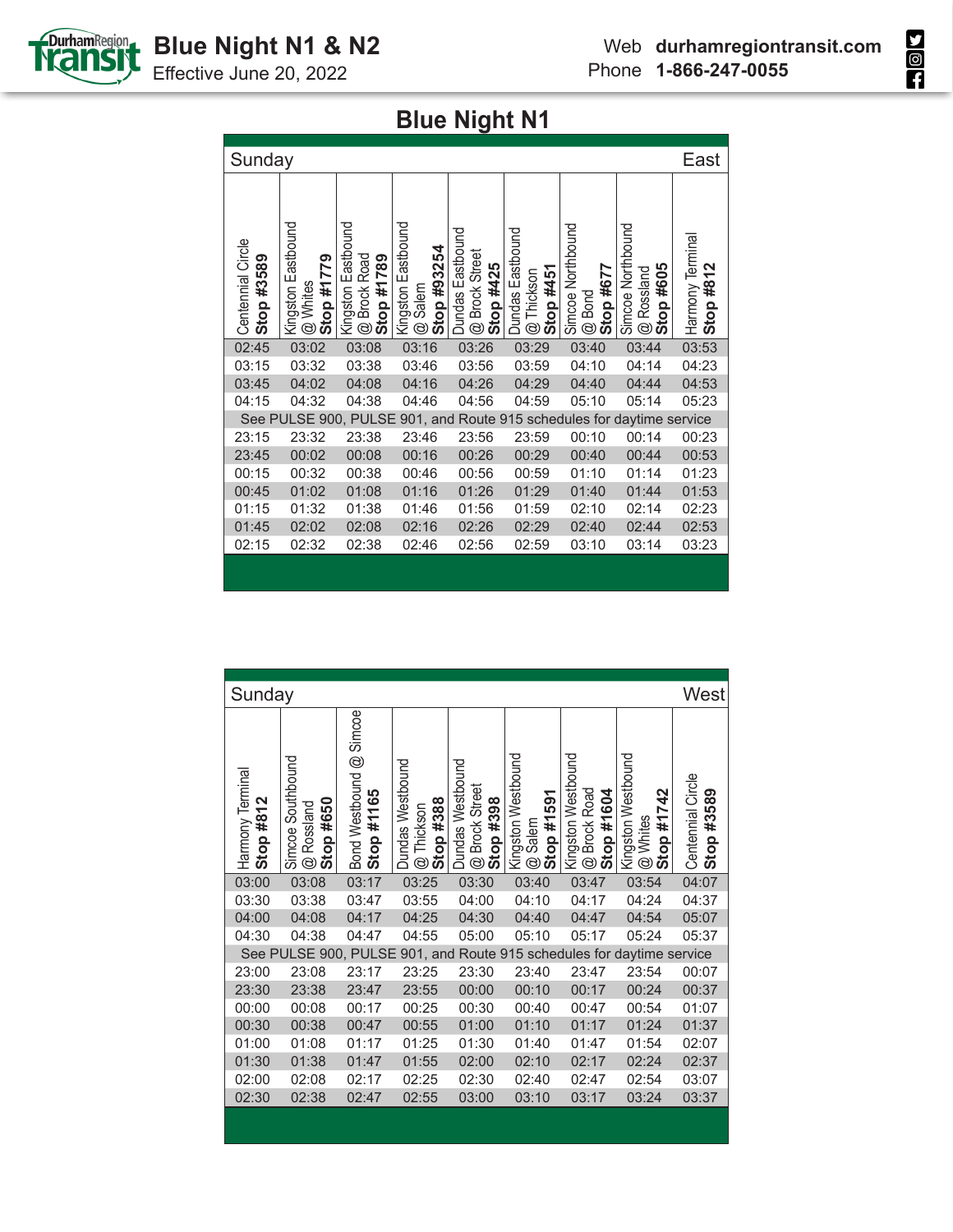# Blue Night N1 & N2

Effective June 20, 2022

Web **durhamregiontransit.com**
Phone **1-866-247-0055**

## Blue Night N1

**Sunday — East**

| Centennial Circle **Stop #3589** | Kingston Eastbound @ Whites **Stop #1779** | Kingston Eastbound @ Brock Road **Stop #1789** | Kingston Eastbound @ Salem **Stop #93254** | Dundas Eastbound @ Brock Street **Stop #425** | Dundas Eastbound @ Thickson **Stop #451** | Simcoe Northbound @ Bond **Stop #677** | Simcoe Northbound @ Rossland **Stop #605** | Harmony Terminal **Stop #812** |
|---|---|---|---|---|---|---|---|---|
| 02:45 | 03:02 | 03:08 | 03:16 | 03:26 | 03:29 | 03:40 | 03:44 | 03:53 |
| 03:15 | 03:32 | 03:38 | 03:46 | 03:56 | 03:59 | 04:10 | 04:14 | 04:23 |
| 03:45 | 04:02 | 04:08 | 04:16 | 04:26 | 04:29 | 04:40 | 04:44 | 04:53 |
| 04:15 | 04:32 | 04:38 | 04:46 | 04:56 | 04:59 | 05:10 | 05:14 | 05:23 |
| See PULSE 900, PULSE 901, and Route 915 schedules for daytime service | | | | | | | | |
| 23:15 | 23:32 | 23:38 | 23:46 | 23:56 | 23:59 | 00:10 | 00:14 | 00:23 |
| 23:45 | 00:02 | 00:08 | 00:16 | 00:26 | 00:29 | 00:40 | 00:44 | 00:53 |
| 00:15 | 00:32 | 00:38 | 00:46 | 00:56 | 00:59 | 01:10 | 01:14 | 01:23 |
| 00:45 | 01:02 | 01:08 | 01:16 | 01:26 | 01:29 | 01:40 | 01:44 | 01:53 |
| 01:15 | 01:32 | 01:38 | 01:46 | 01:56 | 01:59 | 02:10 | 02:14 | 02:23 |
| 01:45 | 02:02 | 02:08 | 02:16 | 02:26 | 02:29 | 02:40 | 02:44 | 02:53 |
| 02:15 | 02:32 | 02:38 | 02:46 | 02:56 | 02:59 | 03:10 | 03:14 | 03:23 |

**Sunday — West**

| Harmony Terminal **Stop #812** | Simcoe Southbound @ Rossland **Stop #650** | Bond Westbound @ Simcoe **Stop #1165** | Dundas Westbound @ Thickson **Stop #388** | Dundas Westbound @ Brock Street **Stop #398** | Kingston Westbound @ Salem **Stop #1591** | Kingston Westbound @ Brock Road **Stop #1604** | Kingston Westbound @ Whites **Stop #1742** | Centennial Circle **Stop #3589** |
|---|---|---|---|---|---|---|---|---|
| 03:00 | 03:08 | 03:17 | 03:25 | 03:30 | 03:40 | 03:47 | 03:54 | 04:07 |
| 03:30 | 03:38 | 03:47 | 03:55 | 04:00 | 04:10 | 04:17 | 04:24 | 04:37 |
| 04:00 | 04:08 | 04:17 | 04:25 | 04:30 | 04:40 | 04:47 | 04:54 | 05:07 |
| 04:30 | 04:38 | 04:47 | 04:55 | 05:00 | 05:10 | 05:17 | 05:24 | 05:37 |
| See PULSE 900, PULSE 901, and Route 915 schedules for daytime service | | | | | | | | |
| 23:00 | 23:08 | 23:17 | 23:25 | 23:30 | 23:40 | 23:47 | 23:54 | 00:07 |
| 23:30 | 23:38 | 23:47 | 23:55 | 00:00 | 00:10 | 00:17 | 00:24 | 00:37 |
| 00:00 | 00:08 | 00:17 | 00:25 | 00:30 | 00:40 | 00:47 | 00:54 | 01:07 |
| 00:30 | 00:38 | 00:47 | 00:55 | 01:00 | 01:10 | 01:17 | 01:24 | 01:37 |
| 01:00 | 01:08 | 01:17 | 01:25 | 01:30 | 01:40 | 01:47 | 01:54 | 02:07 |
| 01:30 | 01:38 | 01:47 | 01:55 | 02:00 | 02:10 | 02:17 | 02:24 | 02:37 |
| 02:00 | 02:08 | 02:17 | 02:25 | 02:30 | 02:40 | 02:47 | 02:54 | 03:07 |
| 02:30 | 02:38 | 02:47 | 02:55 | 03:00 | 03:10 | 03:17 | 03:24 | 03:37 |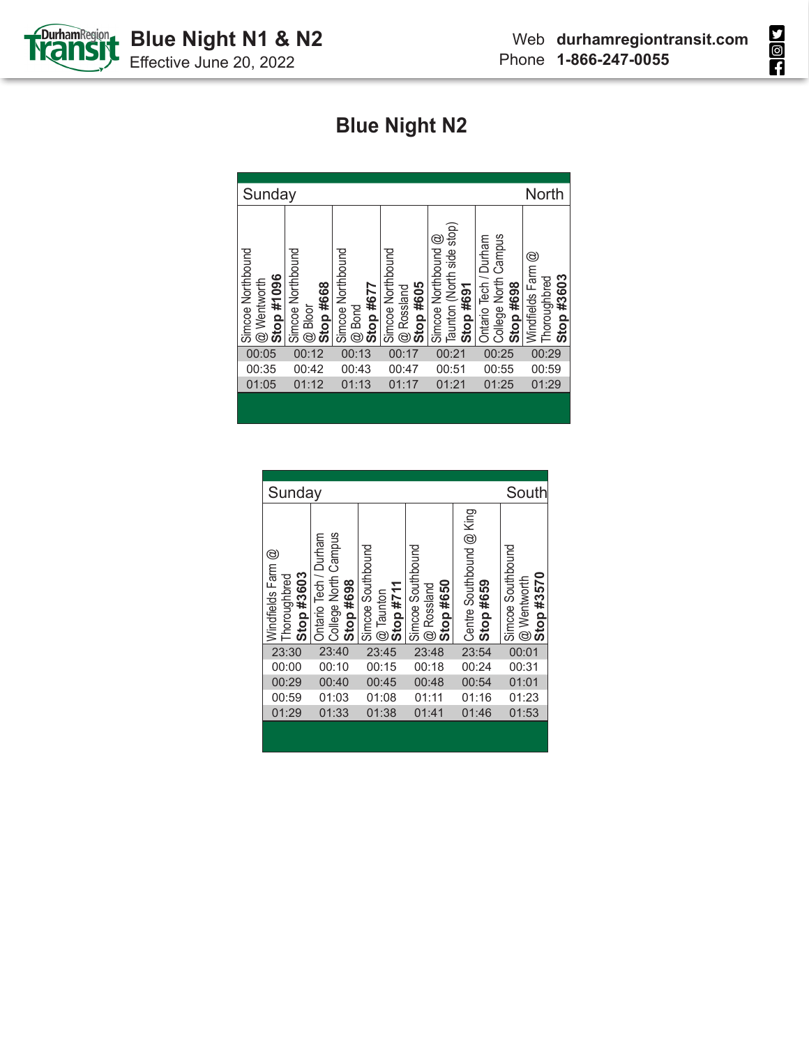# Blue Night N1 & N2

Effective June 20, 2022

Web **durhamregiontransit.com**
Phone **1-866-247-0055**

## Blue Night N2

**Sunday — North**

| Simcoe Northbound @ Wentworth **Stop #1096** | Simcoe Northbound @ Bloor **Stop #668** | Simcoe Northbound @ Bond **Stop #677** | Simcoe Northbound @ Rossland **Stop #605** | Simcoe Northbound @ Taunton (North side stop) **Stop #691** | Ontario Tech / Durham College North Campus **Stop #698** | Windfields Farm @ Thoroughbred **Stop #3603** |
|---|---|---|---|---|---|---|
| 00:05 | 00:12 | 00:13 | 00:17 | 00:21 | 00:25 | 00:29 |
| 00:35 | 00:42 | 00:43 | 00:47 | 00:51 | 00:55 | 00:59 |
| 01:05 | 01:12 | 01:13 | 01:17 | 01:21 | 01:25 | 01:29 |

**Sunday — South**

| Windfields Farm @ Thoroughbred **Stop #3603** | Ontario Tech / Durham College North Campus **Stop #698** | Simcoe Southbound @ Taunton **Stop #711** | Simcoe Southbound @ Rossland **Stop #650** | Centre Southbound @ King **Stop #659** | Simcoe Southbound @ Wentworth **Stop #3570** |
|---|---|---|---|---|---|
| 23:30 | 23:40 | 23:45 | 23:48 | 23:54 | 00:01 |
| 00:00 | 00:10 | 00:15 | 00:18 | 00:24 | 00:31 |
| 00:29 | 00:40 | 00:45 | 00:48 | 00:54 | 01:01 |
| 00:59 | 01:03 | 01:08 | 01:11 | 01:16 | 01:23 |
| 01:29 | 01:33 | 01:38 | 01:41 | 01:46 | 01:53 |